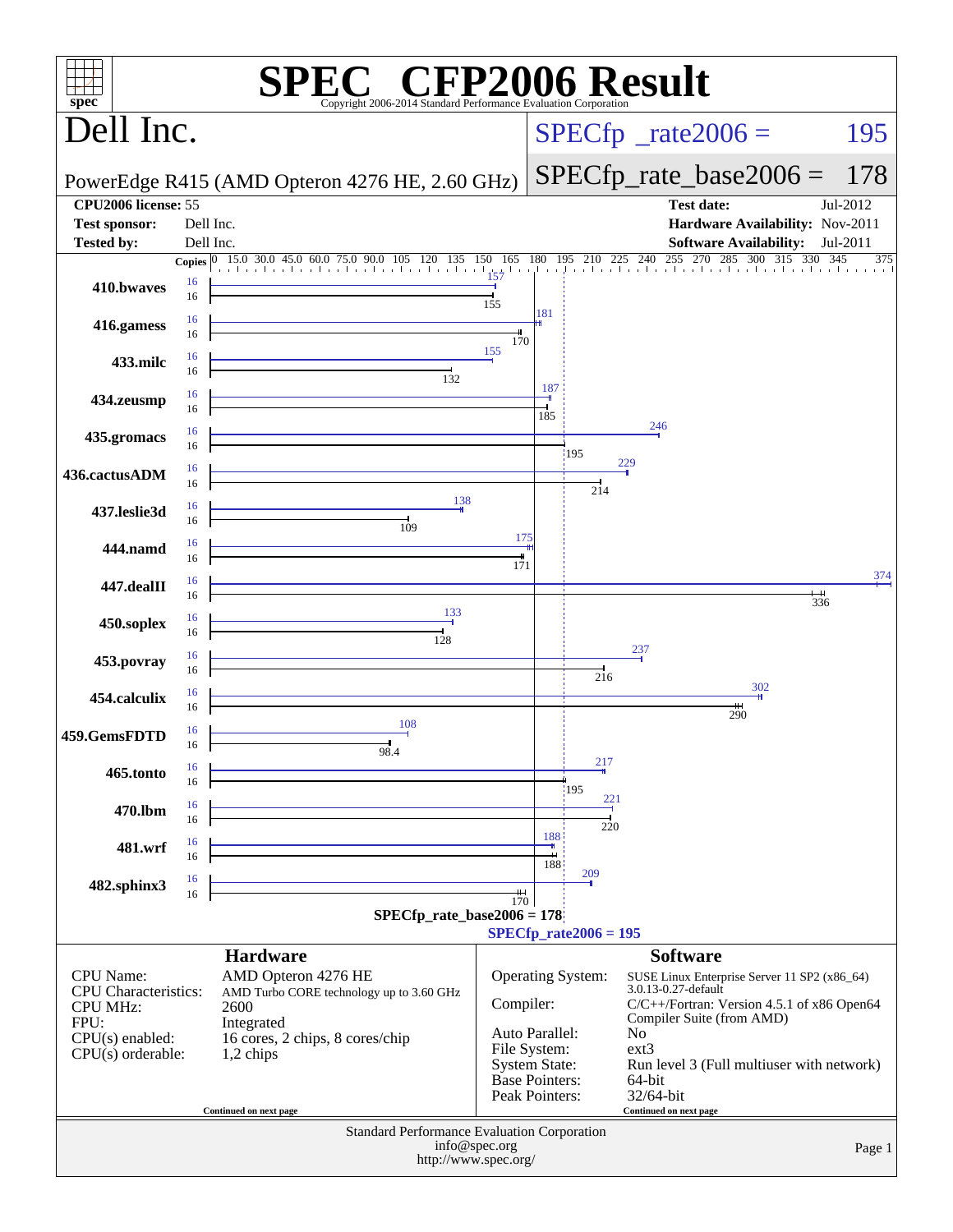# SPEC CFP2006 Result

Copyright 2006-2014 Standard Performance Evaluation Corporation

## Dell Inc.

PowerEdge R415 (AMD Opteron 4276 HE, 2.60 GHz)

SPECfp_rate2006 = 195

SPECfp_rate_base2006 = 178

| | | | |
|---|---|---|---|
| **CPU2006 license:** | 55 | **Test date:** | Jul-2012 |
| **Test sponsor:** | Dell Inc. | **Hardware Availability:** | Nov-2011 |
| **Tested by:** | Dell Inc. | **Software Availability:** | Jul-2011 |

| Benchmark | Copies (peak) | Peak | Copies (base) | Base |
|---|---|---|---|---|
| 410.bwaves | 16 | 157 | 16 | 155 |
| 416.gamess | 16 | 181 | 16 | 170 |
| 433.milc | 16 | 155 | 16 | 132 |
| 434.zeusmp | 16 | 187 | 16 | 185 |
| 435.gromacs | 16 | 246 | 16 | 195 |
| 436.cactusADM | 16 | 229 | 16 | 214 |
| 437.leslie3d | 16 | 138 | 16 | 109 |
| 444.namd | 16 | 175 | 16 | 171 |
| 447.dealII | 16 | 374 | 16 | 336 |
| 450.soplex | 16 | 133 | 16 | 128 |
| 453.povray | 16 | 237 | 16 | 216 |
| 454.calculix | 16 | 302 | 16 | 290 |
| 459.GemsFDTD | 16 | 108 | 16 | 98.4 |
| 465.tonto | 16 | 217 | 16 | 195 |
| 470.lbm | 16 | 221 | 16 | 220 |
| 481.wrf | 16 | 188 | 16 | 188 |
| 482.sphinx3 | 16 | 209 | 16 | 170 |

SPECfp_rate_base2006 = 178

SPECfp_rate2006 = 195

## Hardware

| | |
|---|---|
| CPU Name: | AMD Opteron 4276 HE |
| CPU Characteristics: | AMD Turbo CORE technology up to 3.60 GHz |
| CPU MHz: | 2600 |
| FPU: | Integrated |
| CPU(s) enabled: | 16 cores, 2 chips, 8 cores/chip |
| CPU(s) orderable: | 1,2 chips |

Continued on next page

## Software

| | |
|---|---|
| Operating System: | SUSE Linux Enterprise Server 11 SP2 (x86_64) 3.0.13-0.27-default |
| Compiler: | C/C++/Fortran: Version 4.5.1 of x86 Open64 Compiler Suite (from AMD) |
| Auto Parallel: | No |
| File System: | ext3 |
| System State: | Run level 3 (Full multiuser with network) |
| Base Pointers: | 64-bit |
| Peak Pointers: | 32/64-bit |

Continued on next page

Standard Performance Evaluation Corporation
info@spec.org
http://www.spec.org/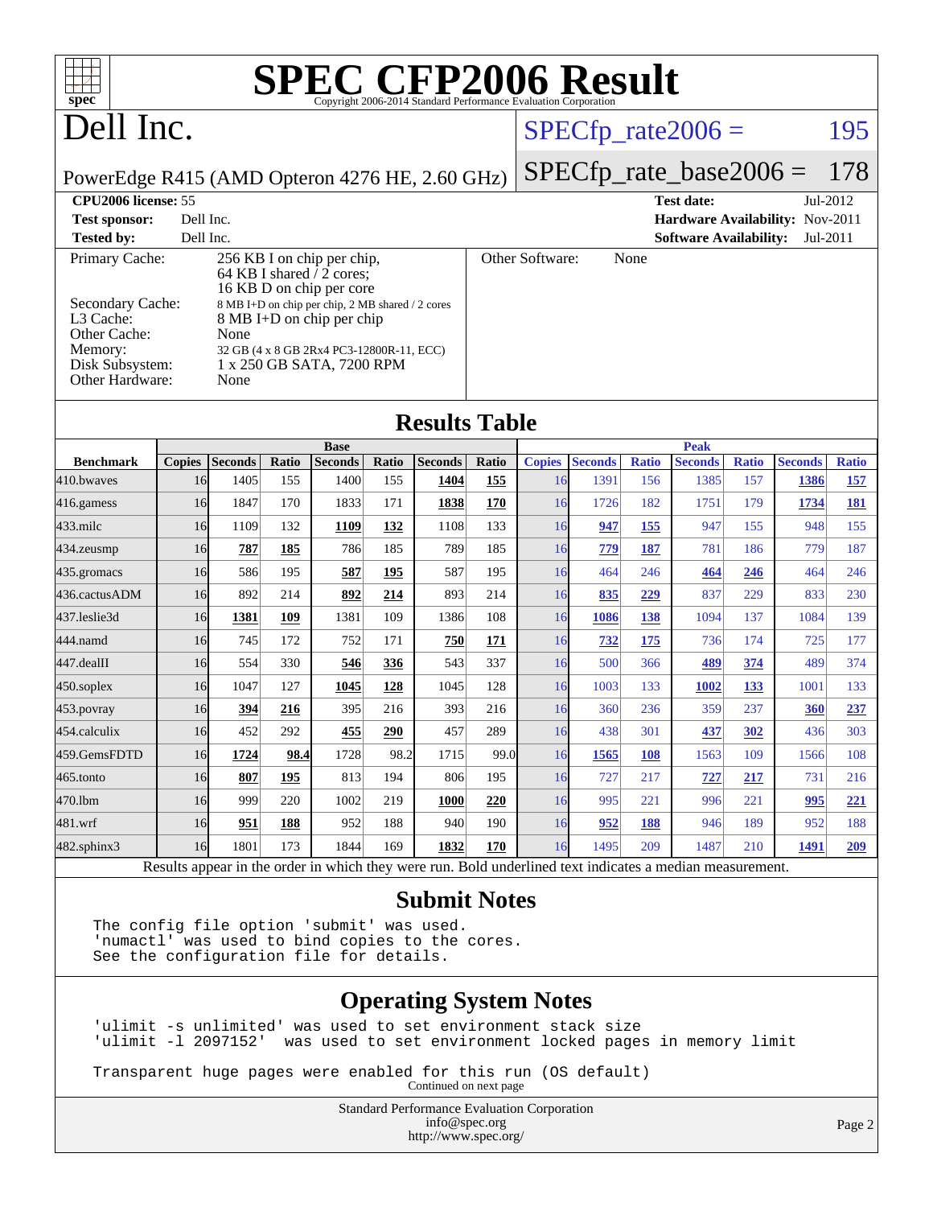# SPEC CFP2006 Result

Copyright 2006-2014 Standard Performance Evaluation Corporation

# Dell Inc.

PowerEdge R415 (AMD Opteron 4276 HE, 2.60 GHz)

SPECfp_rate2006 = 195

SPECfp_rate_base2006 = 178

**CPU2006 license:** 55
**Test sponsor:** Dell Inc.
**Tested by:** Dell Inc.

**Test date:** Jul-2012
**Hardware Availability:** Nov-2011
**Software Availability:** Jul-2011

| | |
|---|---|
| Primary Cache: | 256 KB I on chip per chip, 64 KB I shared / 2 cores; 16 KB D on chip per core |
| Secondary Cache: | 8 MB I+D on chip per chip, 2 MB shared / 2 cores |
| L3 Cache: | 8 MB I+D on chip per chip |
| Other Cache: | None |
| Memory: | 32 GB (4 x 8 GB 2Rx4 PC3-12800R-11, ECC) |
| Disk Subsystem: | 1 x 250 GB SATA, 7200 RPM |
| Other Hardware: | None |
| Other Software: | None |

## Results Table

| Benchmark | Base | | | | | | | Peak | | | | | | |
|---|---|---|---|---|---|---|---|---|---|---|---|---|---|---|
| | Copies | Seconds | Ratio | Seconds | Ratio | Seconds | Ratio | Copies | Seconds | Ratio | Seconds | Ratio | Seconds | Ratio |
| 410.bwaves | 16 | 1405 | 155 | 1400 | 155 | **1404** | **155** | 16 | 1391 | 156 | 1385 | 157 | **1386** | **157** |
| 416.gamess | 16 | 1847 | 170 | 1833 | 171 | **1838** | **170** | 16 | 1726 | 182 | 1751 | 179 | **1734** | **181** |
| 433.milc | 16 | 1109 | 132 | **1109** | **132** | 1108 | 133 | 16 | **947** | **155** | 947 | 155 | 948 | 155 |
| 434.zeusmp | 16 | **787** | **185** | 786 | 185 | 789 | 185 | 16 | **779** | **187** | 781 | 186 | 779 | 187 |
| 435.gromacs | 16 | 586 | 195 | **587** | **195** | 587 | 195 | 16 | 464 | 246 | **464** | **246** | 464 | 246 |
| 436.cactusADM | 16 | 892 | 214 | **892** | **214** | 893 | 214 | 16 | **835** | **229** | 837 | 229 | 833 | 230 |
| 437.leslie3d | 16 | **1381** | **109** | 1381 | 109 | 1386 | 108 | 16 | **1086** | **138** | 1094 | 137 | 1084 | 139 |
| 444.namd | 16 | 745 | 172 | 752 | 171 | **750** | **171** | 16 | **732** | **175** | 736 | 174 | 725 | 177 |
| 447.dealII | 16 | 554 | 330 | **546** | **336** | 543 | 337 | 16 | 500 | 366 | **489** | **374** | 489 | 374 |
| 450.soplex | 16 | 1047 | 127 | **1045** | **128** | 1045 | 128 | 16 | 1003 | 133 | **1002** | **133** | 1001 | 133 |
| 453.povray | 16 | **394** | **216** | 395 | 216 | 393 | 216 | 16 | 360 | 236 | 359 | 237 | **360** | **237** |
| 454.calculix | 16 | 452 | 292 | **455** | **290** | 457 | 289 | 16 | 438 | 301 | **437** | **302** | 436 | 303 |
| 459.GemsFDTD | 16 | **1724** | **98.4** | 1728 | 98.2 | 1715 | 99.0 | 16 | **1565** | **108** | 1563 | 109 | 1566 | 108 |
| 465.tonto | 16 | **807** | **195** | 813 | 194 | 806 | 195 | 16 | 727 | 217 | **727** | **217** | 731 | 216 |
| 470.lbm | 16 | 999 | 220 | 1002 | 219 | **1000** | **220** | 16 | 995 | 221 | 996 | 221 | **995** | **221** |
| 481.wrf | 16 | **951** | **188** | 952 | 188 | 940 | 190 | 16 | **952** | **188** | 946 | 189 | 952 | 188 |
| 482.sphinx3 | 16 | 1801 | 173 | 1844 | 169 | **1832** | **170** | 16 | 1495 | 209 | 1487 | 210 | **1491** | **209** |

Results appear in the order in which they were run. Bold underlined text indicates a median measurement.

## Submit Notes

```
The config file option 'submit' was used.
'numactl' was used to bind copies to the cores.
See the configuration file for details.
```

## Operating System Notes

```
'ulimit -s unlimited' was used to set environment stack size
'ulimit -l 2097152'  was used to set environment locked pages in memory limit

Transparent huge pages were enabled for this run (OS default)
```

Continued on next page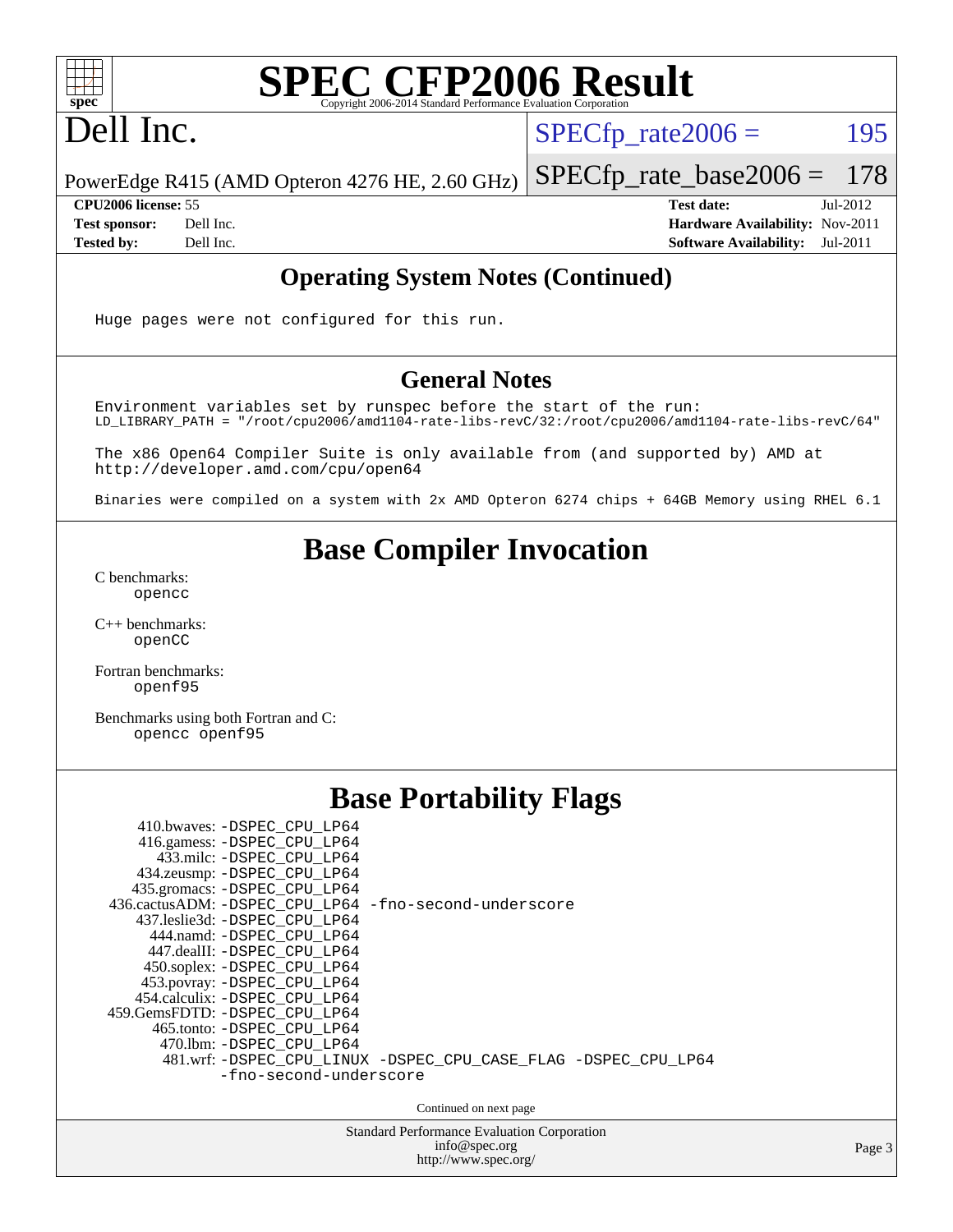# SPEC CFP2006 Result

Copyright 2006-2014 Standard Performance Evaluation Corporation

# Dell Inc.

PowerEdge R415 (AMD Opteron 4276 HE, 2.60 GHz)

SPECfp_rate2006 = 195

SPECfp_rate_base2006 = 178

**CPU2006 license:** 55
**Test sponsor:** Dell Inc.
**Tested by:** Dell Inc.

**Test date:** Jul-2012
**Hardware Availability:** Nov-2011
**Software Availability:** Jul-2011

## Operating System Notes (Continued)

```
Huge pages were not configured for this run.
```

## General Notes

```
Environment variables set by runspec before the start of the run:
LD_LIBRARY_PATH = "/root/cpu2006/amd1104-rate-libs-revC/32:/root/cpu2006/amd1104-rate-libs-revC/64"

The x86 Open64 Compiler Suite is only available from (and supported by) AMD at
http://developer.amd.com/cpu/open64

Binaries were compiled on a system with 2x AMD Opteron 6274 chips + 64GB Memory using RHEL 6.1
```

## Base Compiler Invocation

C benchmarks:
`opencc`

C++ benchmarks:
`openCC`

Fortran benchmarks:
`openf95`

Benchmarks using both Fortran and C:
`opencc openf95`

## Base Portability Flags

```
     410.bwaves: -DSPEC_CPU_LP64
     416.gamess: -DSPEC_CPU_LP64
       433.milc: -DSPEC_CPU_LP64
     434.zeusmp: -DSPEC_CPU_LP64
    435.gromacs: -DSPEC_CPU_LP64
 436.cactusADM: -DSPEC_CPU_LP64 -fno-second-underscore
   437.leslie3d: -DSPEC_CPU_LP64
      444.namd: -DSPEC_CPU_LP64
    447.dealII: -DSPEC_CPU_LP64
    450.soplex: -DSPEC_CPU_LP64
    453.povray: -DSPEC_CPU_LP64
  454.calculix: -DSPEC_CPU_LP64
 459.GemsFDTD: -DSPEC_CPU_LP64
     465.tonto: -DSPEC_CPU_LP64
       470.lbm: -DSPEC_CPU_LP64
       481.wrf: -DSPEC_CPU_LINUX -DSPEC_CPU_CASE_FLAG -DSPEC_CPU_LP64
                -fno-second-underscore
```

Continued on next page

Standard Performance Evaluation Corporation
info@spec.org
http://www.spec.org/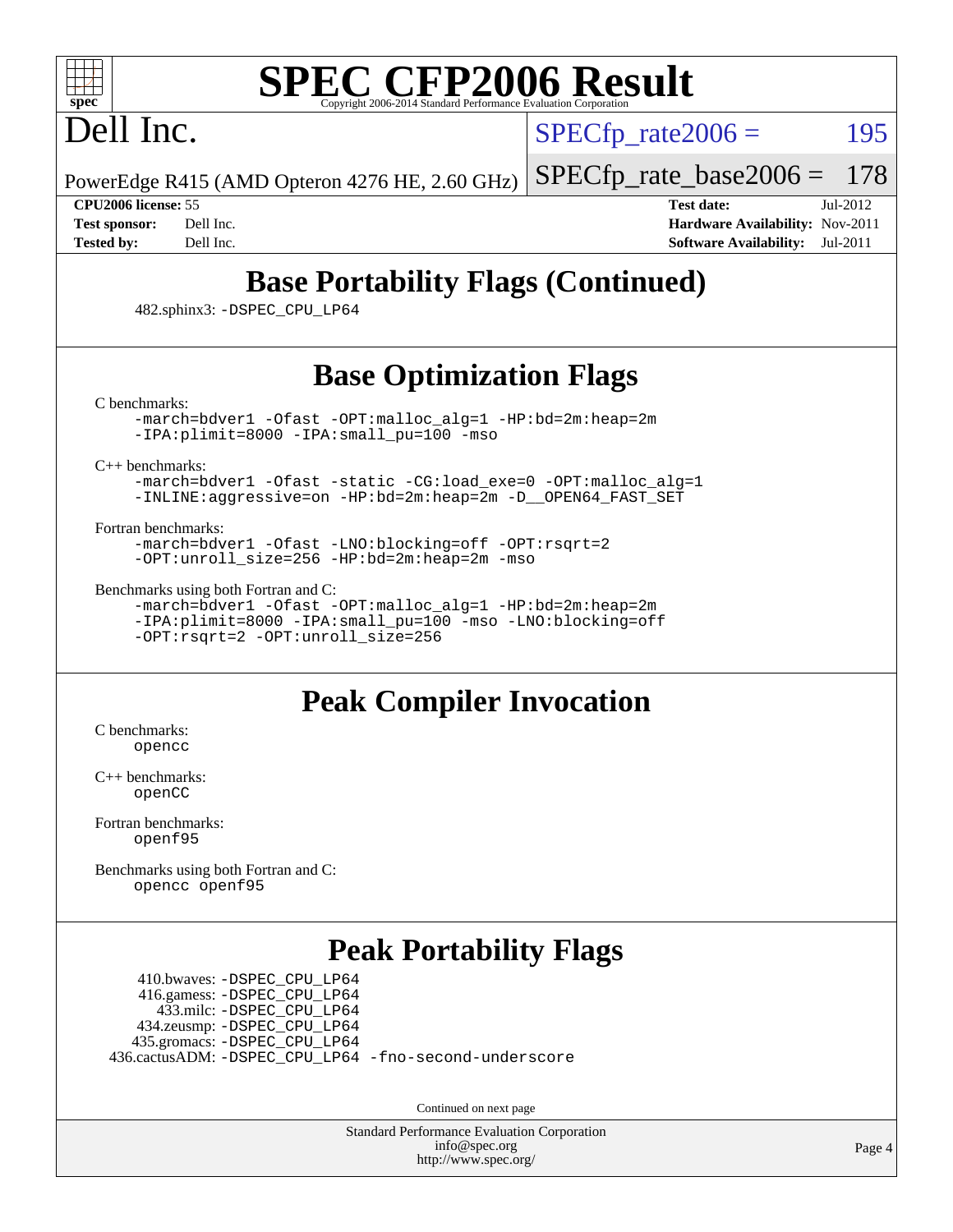# SPEC CFP2006 Result

Copyright 2006-2014 Standard Performance Evaluation Corporation

## Dell Inc.

PowerEdge R415 (AMD Opteron 4276 HE, 2.60 GHz)

SPECfp_rate2006 = 195

SPECfp_rate_base2006 = 178

**CPU2006 license:** 55
**Test sponsor:** Dell Inc.
**Tested by:** Dell Inc.

**Test date:** Jul-2012
**Hardware Availability:** Nov-2011
**Software Availability:** Jul-2011

## Base Portability Flags (Continued)

482.sphinx3: -DSPEC_CPU_LP64

## Base Optimization Flags

C benchmarks:

```
-march=bdver1 -Ofast -OPT:malloc_alg=1 -HP:bd=2m:heap=2m
-IPA:plimit=8000 -IPA:small_pu=100 -mso
```

C++ benchmarks:

```
-march=bdver1 -Ofast -static -CG:load_exe=0 -OPT:malloc_alg=1
-INLINE:aggressive=on -HP:bd=2m:heap=2m -D__OPEN64_FAST_SET
```

Fortran benchmarks:

```
-march=bdver1 -Ofast -LNO:blocking=off -OPT:rsqrt=2
-OPT:unroll_size=256 -HP:bd=2m:heap=2m -mso
```

Benchmarks using both Fortran and C:

```
-march=bdver1 -Ofast -OPT:malloc_alg=1 -HP:bd=2m:heap=2m
-IPA:plimit=8000 -IPA:small_pu=100 -mso -LNO:blocking=off
-OPT:rsqrt=2 -OPT:unroll_size=256
```

## Peak Compiler Invocation

C benchmarks:

```
opencc
```

C++ benchmarks:

```
openCC
```

Fortran benchmarks:

```
openf95
```

Benchmarks using both Fortran and C:

```
opencc openf95
```

## Peak Portability Flags

410.bwaves: -DSPEC_CPU_LP64
416.gamess: -DSPEC_CPU_LP64
433.milc: -DSPEC_CPU_LP64
434.zeusmp: -DSPEC_CPU_LP64
435.gromacs: -DSPEC_CPU_LP64
436.cactusADM: -DSPEC_CPU_LP64 -fno-second-underscore

Continued on next page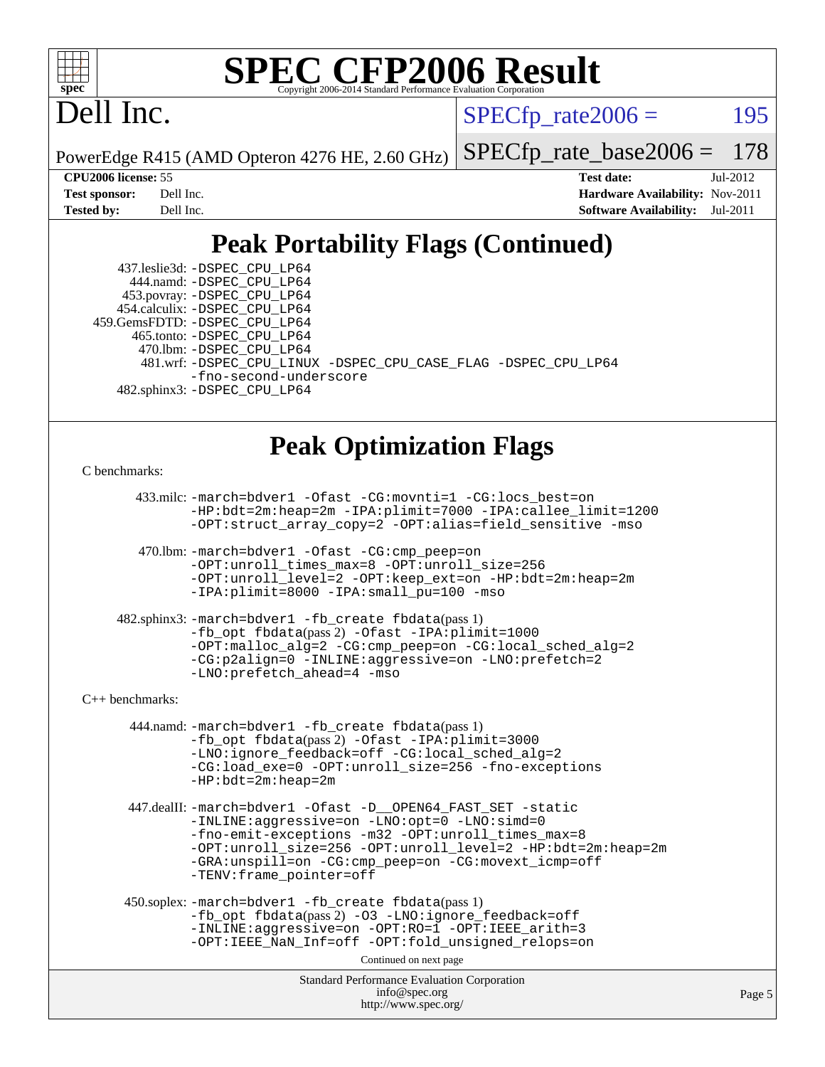# SPEC CFP2006 Result

Copyright 2006-2014 Standard Performance Evaluation Corporation

# Dell Inc.

PowerEdge R415 (AMD Opteron 4276 HE, 2.60 GHz)

SPECfp_rate2006 = 195

SPECfp_rate_base2006 = 178

**CPU2006 license:** 55
**Test sponsor:** Dell Inc.
**Tested by:** Dell Inc.

**Test date:** Jul-2012
**Hardware Availability:** Nov-2011
**Software Availability:** Jul-2011

## Peak Portability Flags (Continued)

437.leslie3d: -DSPEC_CPU_LP64
444.namd: -DSPEC_CPU_LP64
453.povray: -DSPEC_CPU_LP64
454.calculix: -DSPEC_CPU_LP64
459.GemsFDTD: -DSPEC_CPU_LP64
465.tonto: -DSPEC_CPU_LP64
470.lbm: -DSPEC_CPU_LP64
481.wrf: -DSPEC_CPU_LINUX -DSPEC_CPU_CASE_FLAG -DSPEC_CPU_LP64 -fno-second-underscore
482.sphinx3: -DSPEC_CPU_LP64

## Peak Optimization Flags

C benchmarks:

433.milc: -march=bdver1 -Ofast -CG:movnti=1 -CG:locs_best=on -HP:bdt=2m:heap=2m -IPA:plimit=7000 -IPA:callee_limit=1200 -OPT:struct_array_copy=2 -OPT:alias=field_sensitive -mso

470.lbm: -march=bdver1 -Ofast -CG:cmp_peep=on -OPT:unroll_times_max=8 -OPT:unroll_size=256 -OPT:unroll_level=2 -OPT:keep_ext=on -HP:bdt=2m:heap=2m -IPA:plimit=8000 -IPA:small_pu=100 -mso

482.sphinx3: -march=bdver1 -fb_create fbdata(pass 1) -fb_opt fbdata(pass 2) -Ofast -IPA:plimit=1000 -OPT:malloc_alg=2 -CG:cmp_peep=on -CG:local_sched_alg=2 -CG:p2align=0 -INLINE:aggressive=on -LNO:prefetch=2 -LNO:prefetch_ahead=4 -mso

C++ benchmarks:

444.namd: -march=bdver1 -fb_create fbdata(pass 1) -fb_opt fbdata(pass 2) -Ofast -IPA:plimit=3000 -LNO:ignore_feedback=off -CG:local_sched_alg=2 -CG:load_exe=0 -OPT:unroll_size=256 -fno-exceptions -HP:bdt=2m:heap=2m

447.dealII: -march=bdver1 -Ofast -D__OPEN64_FAST_SET -static -INLINE:aggressive=on -LNO:opt=0 -LNO:simd=0 -fno-emit-exceptions -m32 -OPT:unroll_times_max=8 -OPT:unroll_size=256 -OPT:unroll_level=2 -HP:bdt=2m:heap=2m -GRA:unspill=on -CG:cmp_peep=on -CG:movext_icmp=off -TENV:frame_pointer=off

450.soplex: -march=bdver1 -fb_create fbdata(pass 1) -fb_opt fbdata(pass 2) -O3 -LNO:ignore_feedback=off -INLINE:aggressive=on -OPT:RO=1 -OPT:IEEE_arith=3 -OPT:IEEE_NaN_Inf=off -OPT:fold_unsigned_relops=on

Continued on next page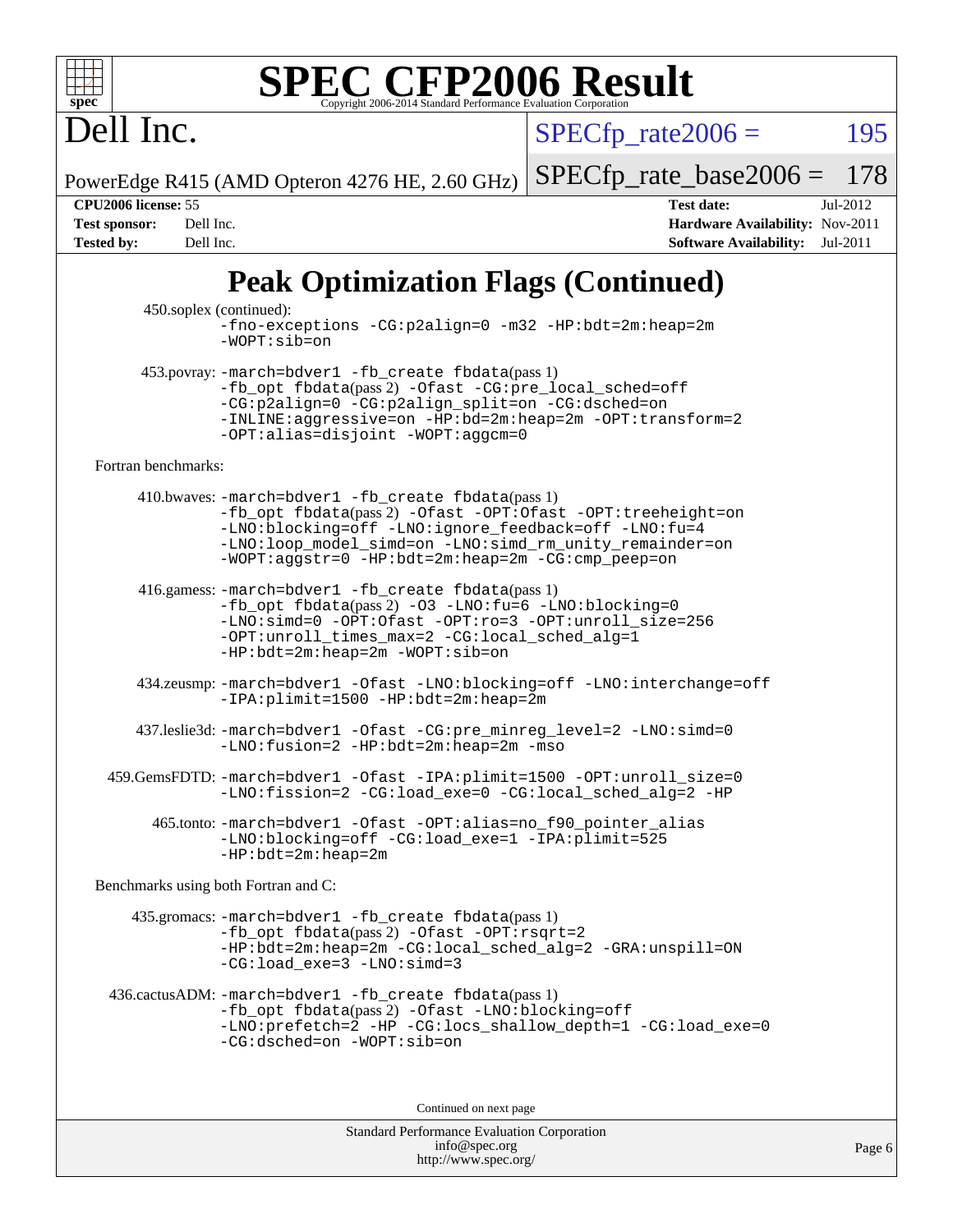# Peak Optimization Flags (Continued)

450.soplex (continued):
-fno-exceptions -CG:p2align=0 -m32 -HP:bdt=2m:heap=2m
-WOPT:sib=on

453.povray: -march=bdver1 -fb_create fbdata(pass 1)
-fb_opt fbdata(pass 2) -Ofast -CG:pre_local_sched=off
-CG:p2align=0 -CG:p2align_split=on -CG:dsched=on
-INLINE:aggressive=on -HP:bd=2m:heap=2m -OPT:transform=2
-OPT:alias=disjoint -WOPT:aggcm=0

Fortran benchmarks:

410.bwaves: -march=bdver1 -fb_create fbdata(pass 1)
-fb_opt fbdata(pass 2) -Ofast -OPT:Ofast -OPT:treeheight=on
-LNO:blocking=off -LNO:ignore_feedback=off -LNO:fu=4
-LNO:loop_model_simd=on -LNO:simd_rm_unity_remainder=on
-WOPT:aggstr=0 -HP:bdt=2m:heap=2m -CG:cmp_peep=on

416.gamess: -march=bdver1 -fb_create fbdata(pass 1)
-fb_opt fbdata(pass 2) -O3 -LNO:fu=6 -LNO:blocking=0
-LNO:simd=0 -OPT:Ofast -OPT:ro=3 -OPT:unroll_size=256
-OPT:unroll_times_max=2 -CG:local_sched_alg=1
-HP:bdt=2m:heap=2m -WOPT:sib=on

434.zeusmp: -march=bdver1 -Ofast -LNO:blocking=off -LNO:interchange=off
-IPA:plimit=1500 -HP:bdt=2m:heap=2m

437.leslie3d: -march=bdver1 -Ofast -CG:pre_minreg_level=2 -LNO:simd=0
-LNO:fusion=2 -HP:bdt=2m:heap=2m -mso

459.GemsFDTD: -march=bdver1 -Ofast -IPA:plimit=1500 -OPT:unroll_size=0
-LNO:fission=2 -CG:load_exe=0 -CG:local_sched_alg=2 -HP

465.tonto: -march=bdver1 -Ofast -OPT:alias=no_f90_pointer_alias
-LNO:blocking=off -CG:load_exe=1 -IPA:plimit=525
-HP:bdt=2m:heap=2m

Benchmarks using both Fortran and C:

435.gromacs: -march=bdver1 -fb_create fbdata(pass 1)
-fb_opt fbdata(pass 2) -Ofast -OPT:rsqrt=2
-HP:bdt=2m:heap=2m -CG:local_sched_alg=2 -GRA:unspill=ON
-CG:load_exe=3 -LNO:simd=3

436.cactusADM: -march=bdver1 -fb_create fbdata(pass 1)
-fb_opt fbdata(pass 2) -Ofast -LNO:blocking=off
-LNO:prefetch=2 -HP -CG:locs_shallow_depth=1 -CG:load_exe=0
-CG:dsched=on -WOPT:sib=on

Continued on next page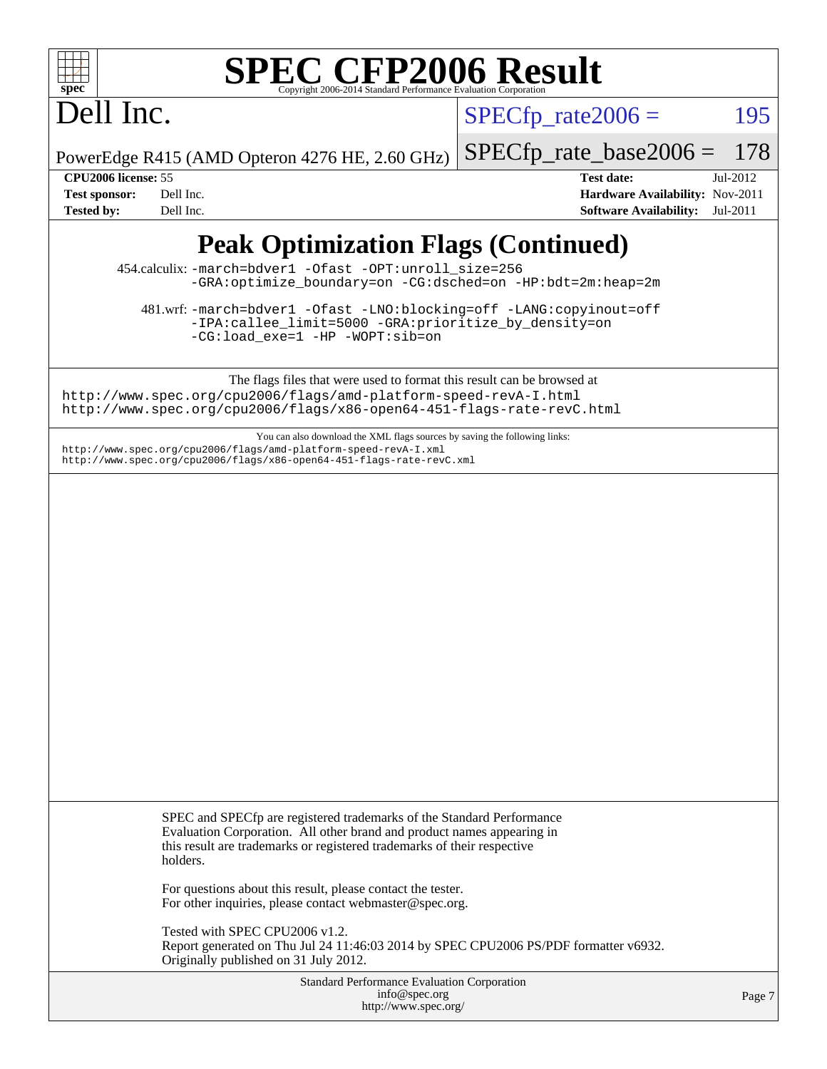# Peak Optimization Flags (Continued)

454.calculix: -march=bdver1 -Ofast -OPT:unroll_size=256 -GRA:optimize_boundary=on -CG:dsched=on -HP:bdt=2m:heap=2m

481.wrf: -march=bdver1 -Ofast -LNO:blocking=off -LANG:copyinout=off -IPA:callee_limit=5000 -GRA:prioritize_by_density=on -CG:load_exe=1 -HP -WOPT:sib=on

The flags files that were used to format this result can be browsed at
http://www.spec.org/cpu2006/flags/amd-platform-speed-revA-I.html
http://www.spec.org/cpu2006/flags/x86-open64-451-flags-rate-revC.html

You can also download the XML flags sources by saving the following links:
http://www.spec.org/cpu2006/flags/amd-platform-speed-revA-I.xml
http://www.spec.org/cpu2006/flags/x86-open64-451-flags-rate-revC.xml

SPEC and SPECfp are registered trademarks of the Standard Performance Evaluation Corporation. All other brand and product names appearing in this result are trademarks or registered trademarks of their respective holders.

For questions about this result, please contact the tester.
For other inquiries, please contact webmaster@spec.org.

Tested with SPEC CPU2006 v1.2.
Report generated on Thu Jul 24 11:46:03 2014 by SPEC CPU2006 PS/PDF formatter v6932.
Originally published on 31 July 2012.